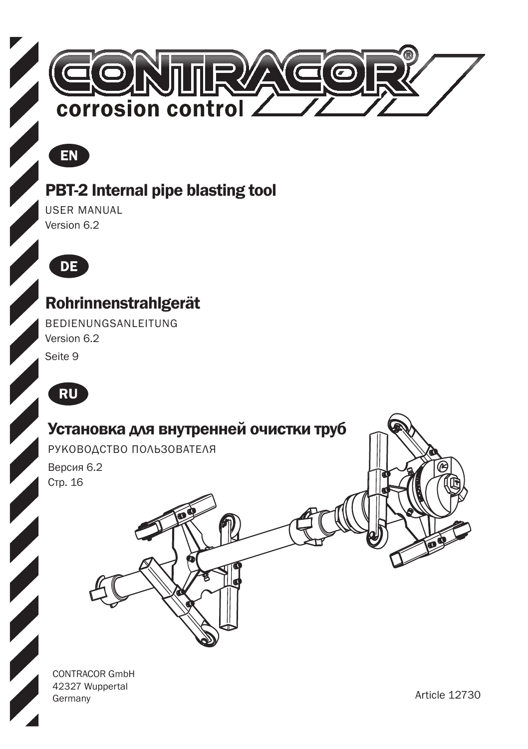# CONTRACOR®

corrosion control

EN

## PBT-2 Internal pipe blasting tool

USER MANUAL

Version 6.2

DE

## Rohrinnenstrahlgerät

BEDIENUNGSANLEITUNG

Version 6.2

Seite 9

RU

## Установка для внутренней очистки труб

РУКОВОДСТВО ПОЛЬЗОВАТЕЛЯ

Версия 6.2

Стр. 16

CONTRACOR GmbH
42327 Wuppertal
Germany

Article 12730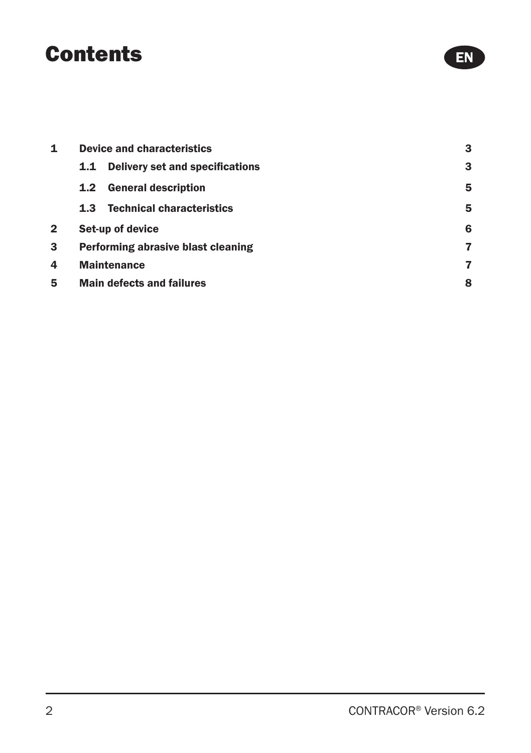# Contents

EN

| | | |
|---|---|---|
| **1** | **Device and characteristics** | **3** |
| | **1.1 Delivery set and specifications** | **3** |
| | **1.2 General description** | **5** |
| | **1.3 Technical characteristics** | **5** |
| **2** | **Set-up of device** | **6** |
| **3** | **Performing abrasive blast cleaning** | **7** |
| **4** | **Maintenance** | **7** |
| **5** | **Main defects and failures** | **8** |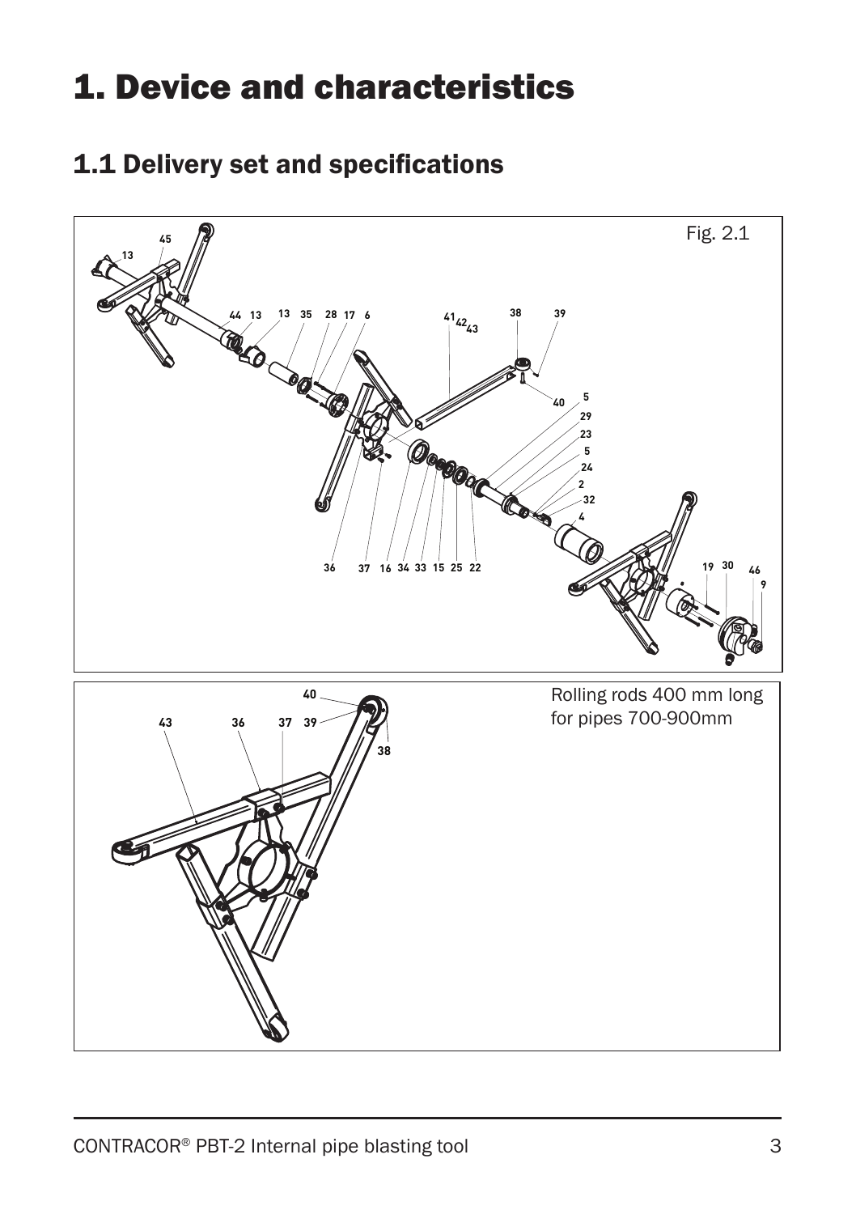# 1. Device and characteristics

## 1.1 Delivery set and specifications

Fig. 2.1

Rolling rods 400 mm long for pipes 700-900mm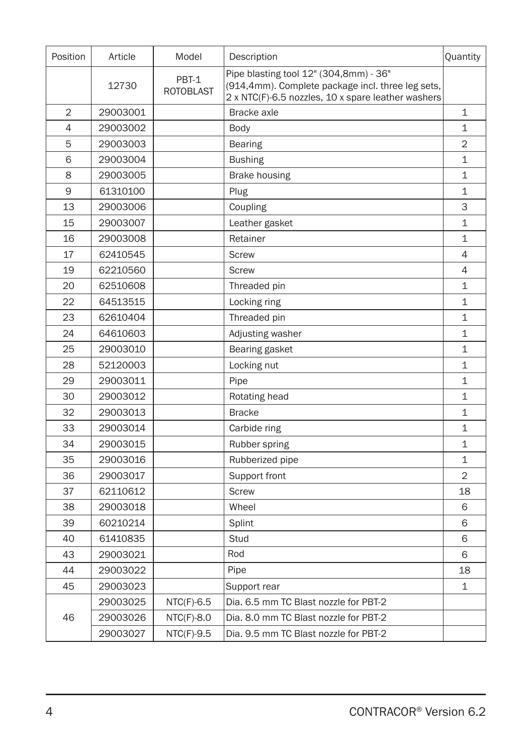| Position | Article | Model | Description | Quantity |
|---|---|---|---|---|
| | 12730 | PBT-1 ROTOBLAST | Pipe blasting tool 12" (304,8mm) - 36" (914,4mm). Complete package incl. three leg sets, 2 x NTC(F)-6.5 nozzles, 10 x spare leather washers | |
| 2 | 29003001 | | Bracke axle | 1 |
| 4 | 29003002 | | Body | 1 |
| 5 | 29003003 | | Bearing | 2 |
| 6 | 29003004 | | Bushing | 1 |
| 8 | 29003005 | | Brake housing | 1 |
| 9 | 61310100 | | Plug | 1 |
| 13 | 29003006 | | Coupling | 3 |
| 15 | 29003007 | | Leather gasket | 1 |
| 16 | 29003008 | | Retainer | 1 |
| 17 | 62410545 | | Screw | 4 |
| 19 | 62210560 | | Screw | 4 |
| 20 | 62510608 | | Threaded pin | 1 |
| 22 | 64513515 | | Locking ring | 1 |
| 23 | 62610404 | | Threaded pin | 1 |
| 24 | 64610603 | | Adjusting washer | 1 |
| 25 | 29003010 | | Bearing gasket | 1 |
| 28 | 52120003 | | Locking nut | 1 |
| 29 | 29003011 | | Pipe | 1 |
| 30 | 29003012 | | Rotating head | 1 |
| 32 | 29003013 | | Bracke | 1 |
| 33 | 29003014 | | Carbide ring | 1 |
| 34 | 29003015 | | Rubber spring | 1 |
| 35 | 29003016 | | Rubberized pipe | 1 |
| 36 | 29003017 | | Support front | 2 |
| 37 | 62110612 | | Screw | 18 |
| 38 | 29003018 | | Wheel | 6 |
| 39 | 60210214 | | Splint | 6 |
| 40 | 61410835 | | Stud | 6 |
| 43 | 29003021 | | Rod | 6 |
| 44 | 29003022 | | Pipe | 18 |
| 45 | 29003023 | | Support rear | 1 |
| 46 | 29003025 | NTC(F)-6.5 | Dia. 6.5 mm TC Blast nozzle for PBT-2 | |
| | 29003026 | NTC(F)-8.0 | Dia. 8.0 mm TC Blast nozzle for PBT-2 | |
| | 29003027 | NTC(F)-9.5 | Dia. 9.5 mm TC Blast nozzle for PBT-2 | |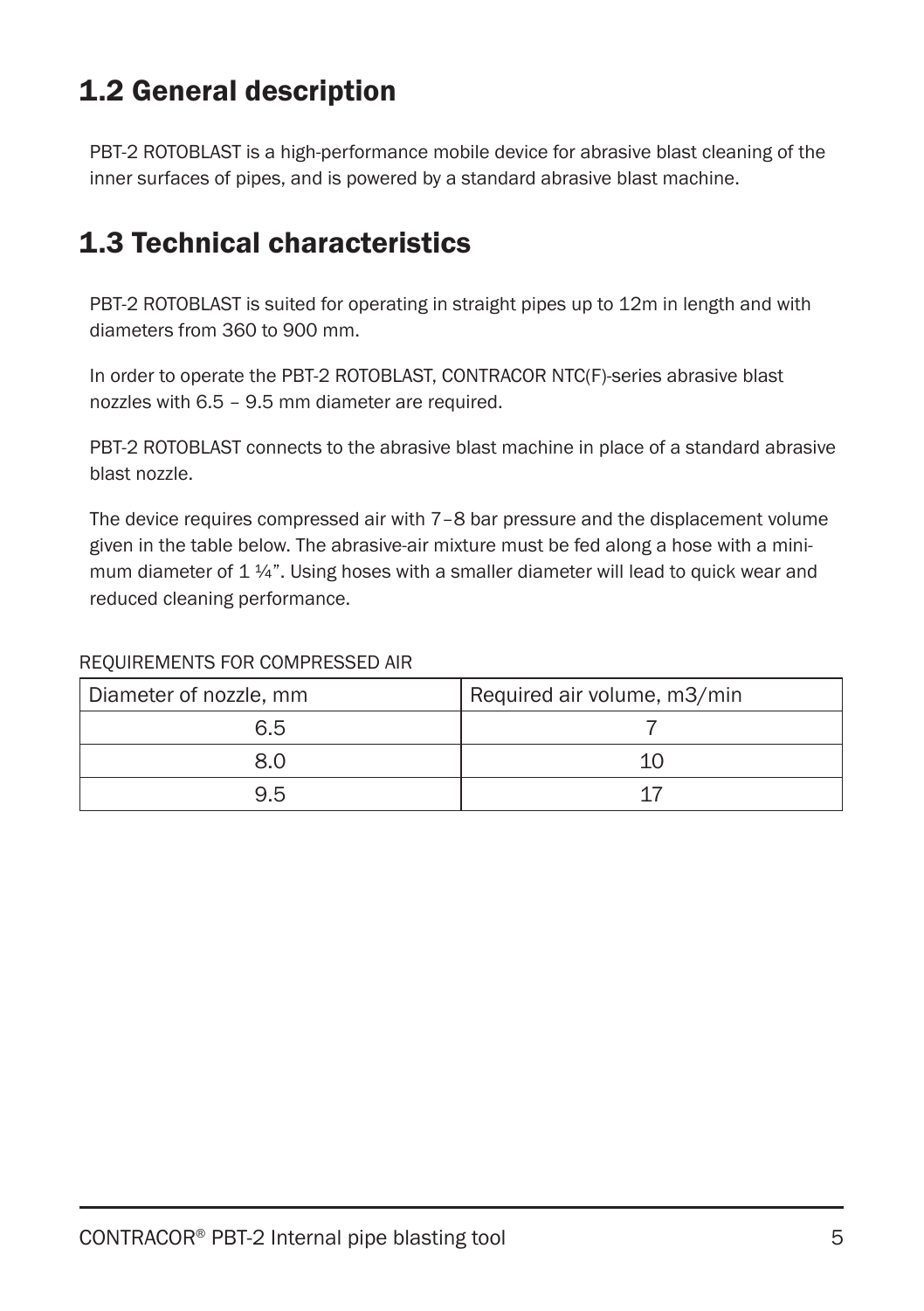## 1.2 General description

PBT-2 ROTOBLAST is a high-performance mobile device for abrasive blast cleaning of the inner surfaces of pipes, and is powered by a standard abrasive blast machine.

## 1.3 Technical characteristics

PBT-2 ROTOBLAST is suited for operating in straight pipes up to 12m in length and with diameters from 360 to 900 mm.

In order to operate the PBT-2 ROTOBLAST, CONTRACOR NTC(F)-series abrasive blast nozzles with 6.5 – 9.5 mm diameter are required.

PBT-2 ROTOBLAST connects to the abrasive blast machine in place of a standard abrasive blast nozzle.

The device requires compressed air with 7–8 bar pressure and the displacement volume given in the table below. The abrasive-air mixture must be fed along a hose with a minimum diameter of 1 ¼". Using hoses with a smaller diameter will lead to quick wear and reduced cleaning performance.

REQUIREMENTS FOR COMPRESSED AIR

| Diameter of nozzle, mm | Required air volume, m3/min |
|---|---|
| 6.5 | 7 |
| 8.0 | 10 |
| 9.5 | 17 |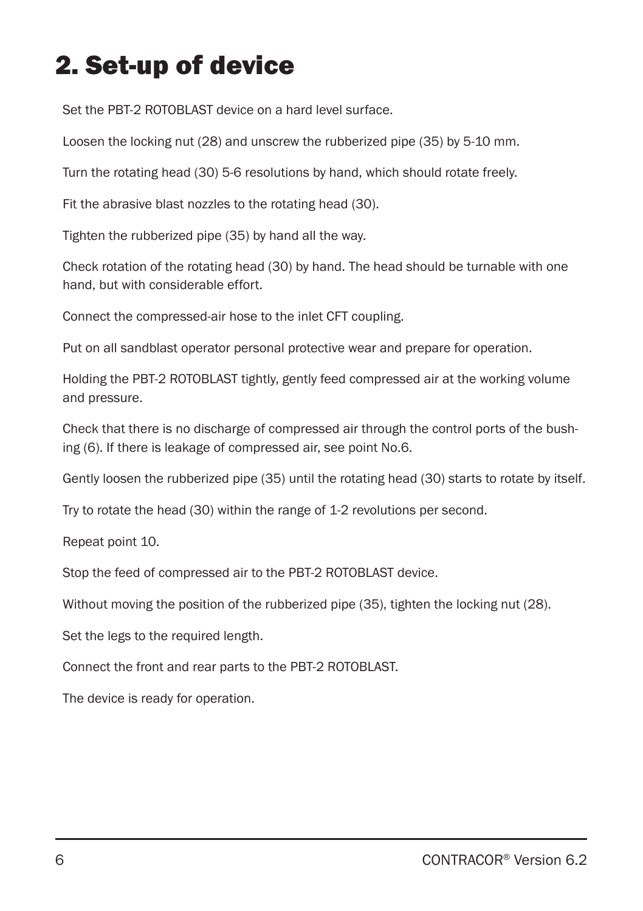# 2. Set-up of device

Set the PBT-2 ROTOBLAST device on a hard level surface.

Loosen the locking nut (28) and unscrew the rubberized pipe (35) by 5-10 mm.

Turn the rotating head (30) 5-6 resolutions by hand, which should rotate freely.

Fit the abrasive blast nozzles to the rotating head (30).

Tighten the rubberized pipe (35) by hand all the way.

Check rotation of the rotating head (30) by hand. The head should be turnable with one hand, but with considerable effort.

Connect the compressed-air hose to the inlet CFT coupling.

Put on all sandblast operator personal protective wear and prepare for operation.

Holding the PBT-2 ROTOBLAST tightly, gently feed compressed air at the working volume and pressure.

Check that there is no discharge of compressed air through the control ports of the bushing (6). If there is leakage of compressed air, see point No.6.

Gently loosen the rubberized pipe (35) until the rotating head (30) starts to rotate by itself.

Try to rotate the head (30) within the range of 1-2 revolutions per second.

Repeat point 10.

Stop the feed of compressed air to the PBT-2 ROTOBLAST device.

Without moving the position of the rubberized pipe (35), tighten the locking nut (28).

Set the legs to the required length.

Connect the front and rear parts to the PBT-2 ROTOBLAST.

The device is ready for operation.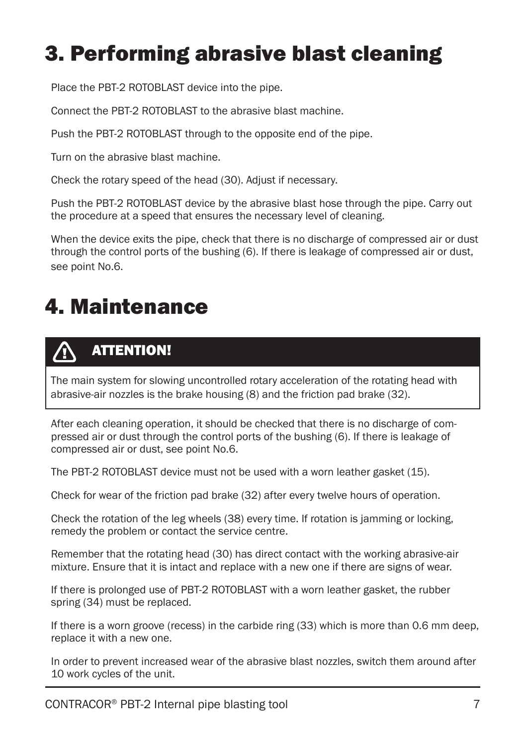# 3. Performing abrasive blast cleaning

Place the PBT-2 ROTOBLAST device into the pipe.

Connect the PBT-2 ROTOBLAST to the abrasive blast machine.

Push the PBT-2 ROTOBLAST through to the opposite end of the pipe.

Turn on the abrasive blast machine.

Check the rotary speed of the head (30). Adjust if necessary.

Push the PBT-2 ROTOBLAST device by the abrasive blast hose through the pipe. Carry out the procedure at a speed that ensures the necessary level of cleaning.

When the device exits the pipe, check that there is no discharge of compressed air or dust through the control ports of the bushing (6). If there is leakage of compressed air or dust, see point No.6.

# 4. Maintenance

> **ATTENTION!**
>
> The main system for slowing uncontrolled rotary acceleration of the rotating head with abrasive-air nozzles is the brake housing (8) and the friction pad brake (32).

After each cleaning operation, it should be checked that there is no discharge of compressed air or dust through the control ports of the bushing (6). If there is leakage of compressed air or dust, see point No.6.

The PBT-2 ROTOBLAST device must not be used with a worn leather gasket (15).

Check for wear of the friction pad brake (32) after every twelve hours of operation.

Check the rotation of the leg wheels (38) every time. If rotation is jamming or locking, remedy the problem or contact the service centre.

Remember that the rotating head (30) has direct contact with the working abrasive-air mixture. Ensure that it is intact and replace with a new one if there are signs of wear.

If there is prolonged use of PBT-2 ROTOBLAST with a worn leather gasket, the rubber spring (34) must be replaced.

If there is a worn groove (recess) in the carbide ring (33) which is more than 0.6 mm deep, replace it with a new one.

In order to prevent increased wear of the abrasive blast nozzles, switch them around after 10 work cycles of the unit.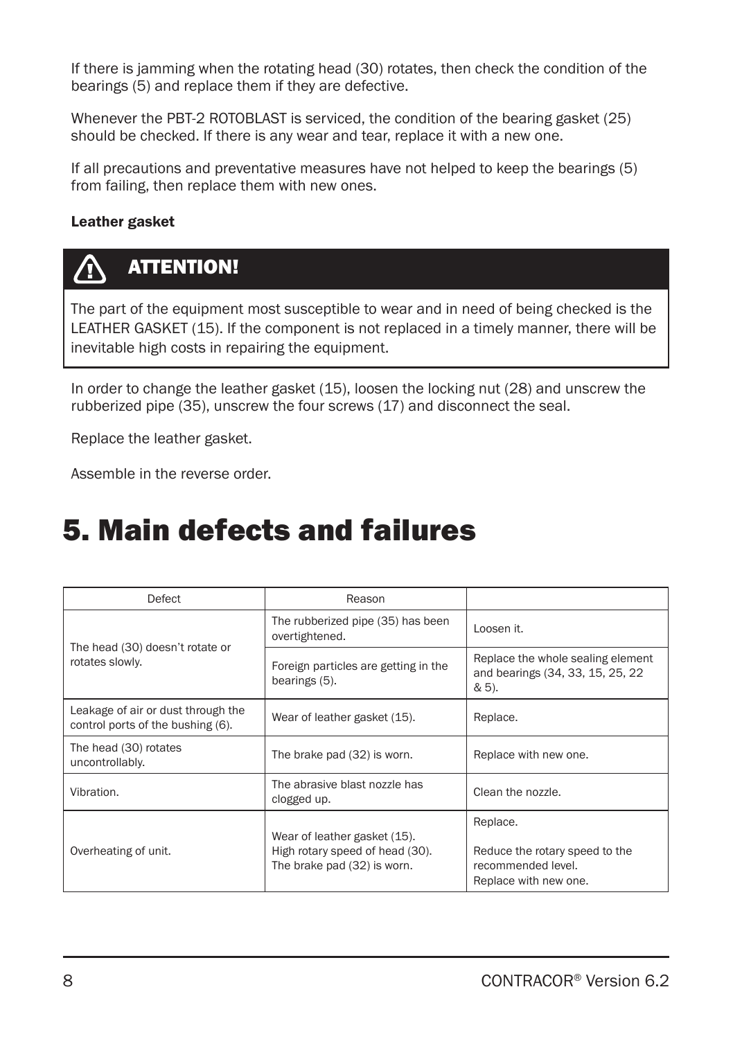If there is jamming when the rotating head (30) rotates, then check the condition of the bearings (5) and replace them if they are defective.

Whenever the PBT-2 ROTOBLAST is serviced, the condition of the bearing gasket (25) should be checked. If there is any wear and tear, replace it with a new one.

If all precautions and preventative measures have not helped to keep the bearings (5) from failing, then replace them with new ones.

**Leather gasket**

> **ATTENTION!**
>
> The part of the equipment most susceptible to wear and in need of being checked is the LEATHER GASKET (15). If the component is not replaced in a timely manner, there will be inevitable high costs in repairing the equipment.

In order to change the leather gasket (15), loosen the locking nut (28) and unscrew the rubberized pipe (35), unscrew the four screws (17) and disconnect the seal.

Replace the leather gasket.

Assemble in the reverse order.

# 5. Main defects and failures

| Defect | Reason | |
|---|---|---|
| The head (30) doesn't rotate or rotates slowly. | The rubberized pipe (35) has been overtightened. | Loosen it. |
| | Foreign particles are getting in the bearings (5). | Replace the whole sealing element and bearings (34, 33, 15, 25, 22 & 5). |
| Leakage of air or dust through the control ports of the bushing (6). | Wear of leather gasket (15). | Replace. |
| The head (30) rotates uncontrollably. | The brake pad (32) is worn. | Replace with new one. |
| Vibration. | The abrasive blast nozzle has clogged up. | Clean the nozzle. |
| Overheating of unit. | Wear of leather gasket (15).<br>High rotary speed of head (30).<br>The brake pad (32) is worn. | Replace.<br><br>Reduce the rotary speed to the recommended level.<br>Replace with new one. |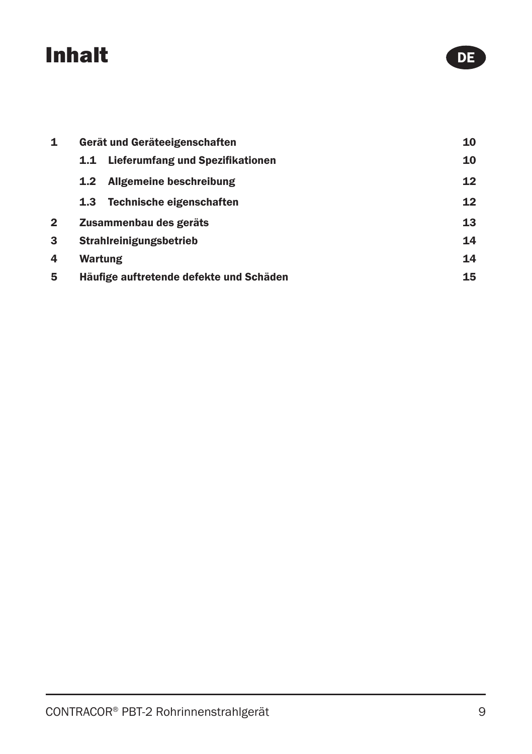# Inhalt

DE

| | | |
|---|---|---|
| **1** | **Gerät und Geräteeigenschaften** | **10** |
| | **1.1 Lieferumfang und Spezifikationen** | **10** |
| | **1.2 Allgemeine beschreibung** | **12** |
| | **1.3 Technische eigenschaften** | **12** |
| **2** | **Zusammenbau des geräts** | **13** |
| **3** | **Strahlreinigungsbetrieb** | **14** |
| **4** | **Wartung** | **14** |
| **5** | **Häufige auftretende defekte und Schäden** | **15** |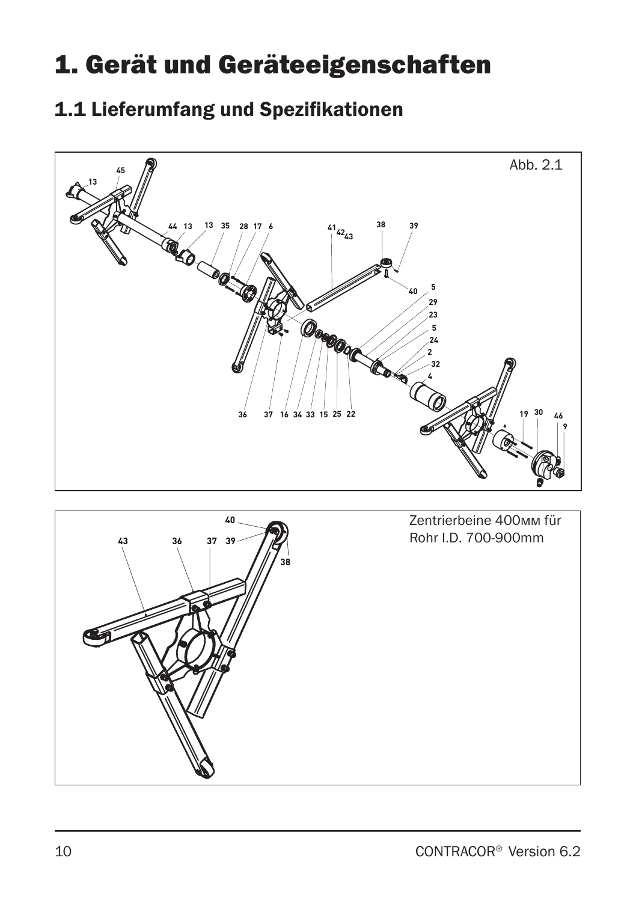# 1. Gerät und Geräteeigenschaften

## 1.1 Lieferumfang und Spezifikationen

Abb. 2.1

Zentrierbeine 400мм für Rohr I.D. 700-900mm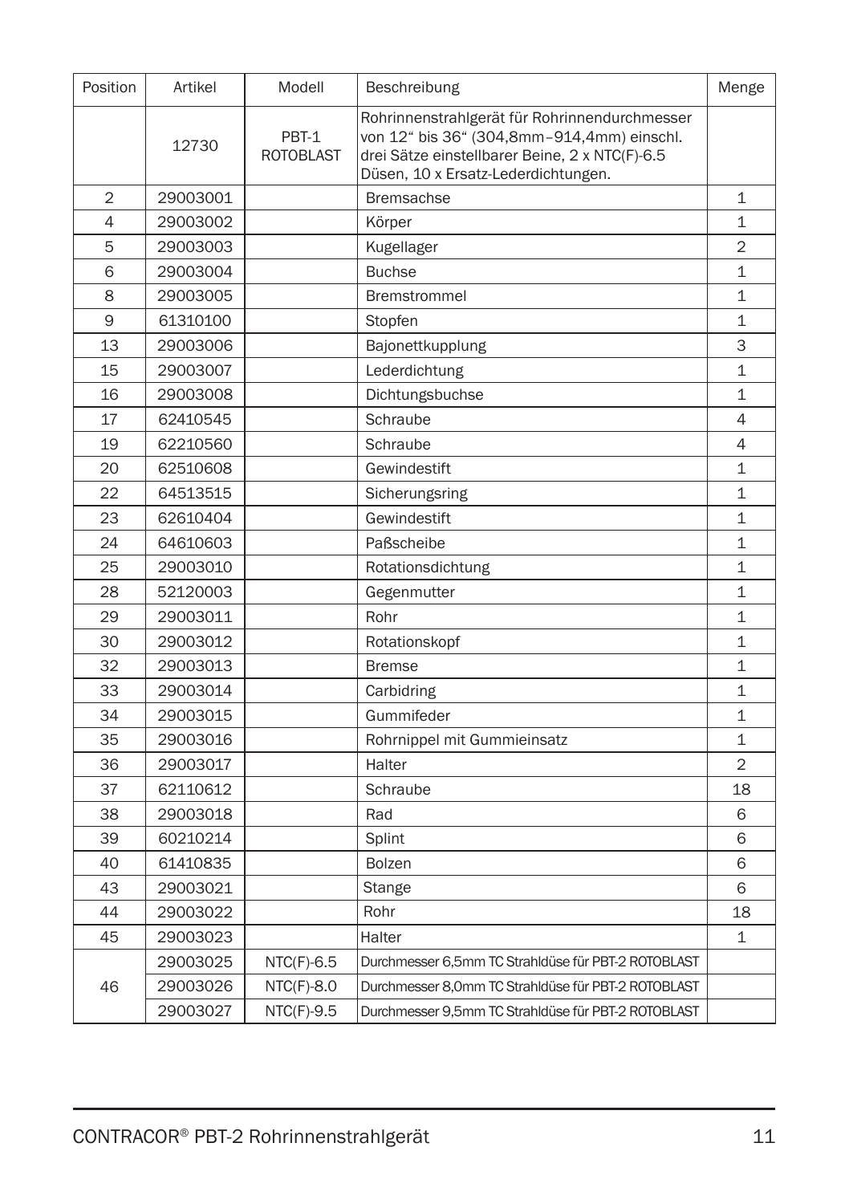| Position | Artikel | Modell | Beschreibung | Menge |
|---|---|---|---|---|
| | 12730 | PBT-1 ROTOBLAST | Rohrinnenstrahlgerät für Rohrinnendurchmesser von 12“ bis 36“ (304,8mm–914,4mm) einschl. drei Sätze einstellbarer Beine, 2 x NTC(F)-6.5 Düsen, 10 x Ersatz-Lederdichtungen. | |
| 2 | 29003001 | | Bremsachse | 1 |
| 4 | 29003002 | | Körper | 1 |
| 5 | 29003003 | | Kugellager | 2 |
| 6 | 29003004 | | Buchse | 1 |
| 8 | 29003005 | | Bremstrommel | 1 |
| 9 | 61310100 | | Stopfen | 1 |
| 13 | 29003006 | | Bajonettkupplung | 3 |
| 15 | 29003007 | | Lederdichtung | 1 |
| 16 | 29003008 | | Dichtungsbuchse | 1 |
| 17 | 62410545 | | Schraube | 4 |
| 19 | 62210560 | | Schraube | 4 |
| 20 | 62510608 | | Gewindestift | 1 |
| 22 | 64513515 | | Sicherungsring | 1 |
| 23 | 62610404 | | Gewindestift | 1 |
| 24 | 64610603 | | Paßscheibe | 1 |
| 25 | 29003010 | | Rotationsdichtung | 1 |
| 28 | 52120003 | | Gegenmutter | 1 |
| 29 | 29003011 | | Rohr | 1 |
| 30 | 29003012 | | Rotationskopf | 1 |
| 32 | 29003013 | | Bremse | 1 |
| 33 | 29003014 | | Carbidring | 1 |
| 34 | 29003015 | | Gummifeder | 1 |
| 35 | 29003016 | | Rohrnippel mit Gummieinsatz | 1 |
| 36 | 29003017 | | Halter | 2 |
| 37 | 62110612 | | Schraube | 18 |
| 38 | 29003018 | | Rad | 6 |
| 39 | 60210214 | | Splint | 6 |
| 40 | 61410835 | | Bolzen | 6 |
| 43 | 29003021 | | Stange | 6 |
| 44 | 29003022 | | Rohr | 18 |
| 45 | 29003023 | | Halter | 1 |
| 46 | 29003025 | NTC(F)-6.5 | Durchmesser 6,5mm TC Strahldüse für PBT-2 ROTOBLAST | |
| | 29003026 | NTC(F)-8.0 | Durchmesser 8,0mm TC Strahldüse für PBT-2 ROTOBLAST | |
| | 29003027 | NTC(F)-9.5 | Durchmesser 9,5mm TC Strahldüse für PBT-2 ROTOBLAST | |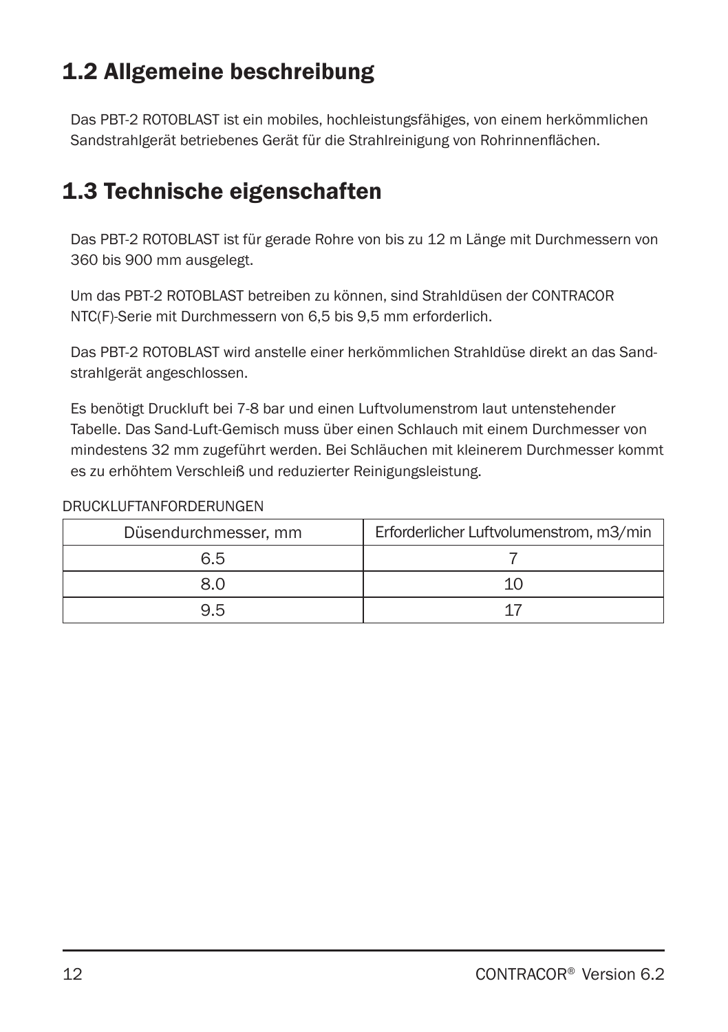## 1.2 Allgemeine beschreibung

Das PBT-2 ROTOBLAST ist ein mobiles, hochleistungsfähiges, von einem herkömmlichen Sandstrahlgerät betriebenes Gerät für die Strahlreinigung von Rohrinnenflächen.

## 1.3 Technische eigenschaften

Das PBT-2 ROTOBLAST ist für gerade Rohre von bis zu 12 m Länge mit Durchmessern von 360 bis 900 mm ausgelegt.

Um das PBT-2 ROTOBLAST betreiben zu können, sind Strahldüsen der CONTRACOR NTC(F)-Serie mit Durchmessern von 6,5 bis 9,5 mm erforderlich.

Das PBT-2 ROTOBLAST wird anstelle einer herkömmlichen Strahldüse direkt an das Sandstrahlgerät angeschlossen.

Es benötigt Druckluft bei 7-8 bar und einen Luftvolumenstrom laut untenstehender Tabelle. Das Sand-Luft-Gemisch muss über einen Schlauch mit einem Durchmesser von mindestens 32 mm zugeführt werden. Bei Schläuchen mit kleinerem Durchmesser kommt es zu erhöhtem Verschleiß und reduzierter Reinigungsleistung.

DRUCKLUFTANFORDERUNGEN

| Düsendurchmesser, mm | Erforderlicher Luftvolumenstrom, m3/min |
|---|---|
| 6.5 | 7 |
| 8.0 | 10 |
| 9.5 | 17 |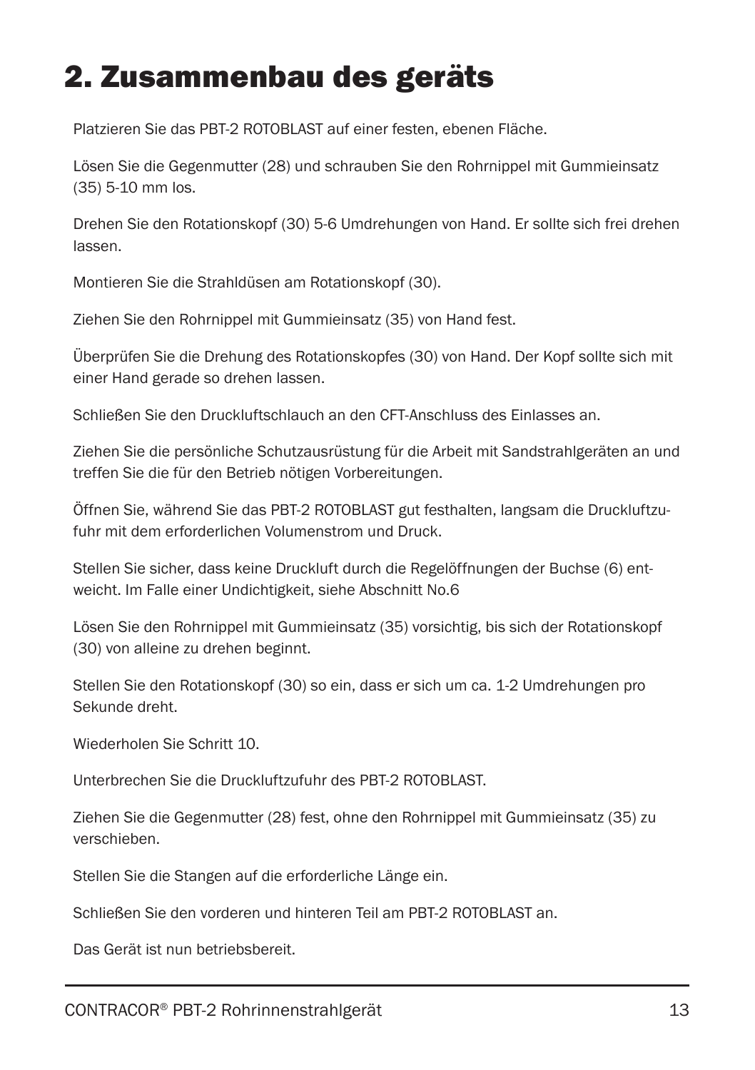# 2. Zusammenbau des geräts

Platzieren Sie das PBT-2 ROTOBLAST auf einer festen, ebenen Fläche.

Lösen Sie die Gegenmutter (28) und schrauben Sie den Rohrnippel mit Gummieinsatz (35) 5-10 mm los.

Drehen Sie den Rotationskopf (30) 5-6 Umdrehungen von Hand. Er sollte sich frei drehen lassen.

Montieren Sie die Strahldüsen am Rotationskopf (30).

Ziehen Sie den Rohrnippel mit Gummieinsatz (35) von Hand fest.

Überprüfen Sie die Drehung des Rotationskopfes (30) von Hand. Der Kopf sollte sich mit einer Hand gerade so drehen lassen.

Schließen Sie den Druckluftschlauch an den CFT-Anschluss des Einlasses an.

Ziehen Sie die persönliche Schutzausrüstung für die Arbeit mit Sandstrahlgeräten an und treffen Sie die für den Betrieb nötigen Vorbereitungen.

Öffnen Sie, während Sie das PBT-2 ROTOBLAST gut festhalten, langsam die Druckluftzufuhr mit dem erforderlichen Volumenstrom und Druck.

Stellen Sie sicher, dass keine Druckluft durch die Regelöffnungen der Buchse (6) entweicht. Im Falle einer Undichtigkeit, siehe Abschnitt No.6

Lösen Sie den Rohrnippel mit Gummieinsatz (35) vorsichtig, bis sich der Rotationskopf (30) von alleine zu drehen beginnt.

Stellen Sie den Rotationskopf (30) so ein, dass er sich um ca. 1-2 Umdrehungen pro Sekunde dreht.

Wiederholen Sie Schritt 10.

Unterbrechen Sie die Druckluftzufuhr des PBT-2 ROTOBLAST.

Ziehen Sie die Gegenmutter (28) fest, ohne den Rohrnippel mit Gummieinsatz (35) zu verschieben.

Stellen Sie die Stangen auf die erforderliche Länge ein.

Schließen Sie den vorderen und hinteren Teil am PBT-2 ROTOBLAST an.

Das Gerät ist nun betriebsbereit.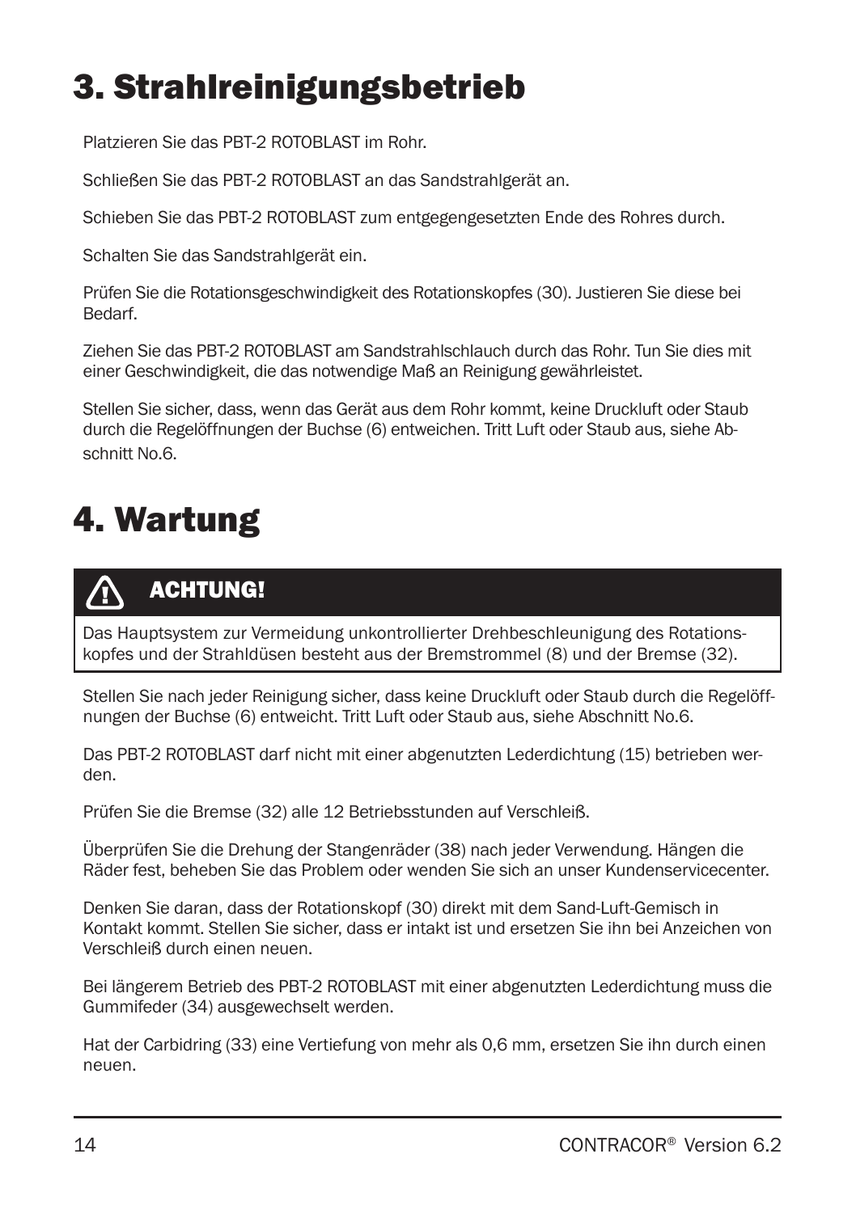# 3. Strahlreinigungsbetrieb

Platzieren Sie das PBT-2 ROTOBLAST im Rohr.

Schließen Sie das PBT-2 ROTOBLAST an das Sandstrahlgerät an.

Schieben Sie das PBT-2 ROTOBLAST zum entgegengesetzten Ende des Rohres durch.

Schalten Sie das Sandstrahlgerät ein.

Prüfen Sie die Rotationsgeschwindigkeit des Rotationskopfes (30). Justieren Sie diese bei Bedarf.

Ziehen Sie das PBT-2 ROTOBLAST am Sandstrahlschlauch durch das Rohr. Tun Sie dies mit einer Geschwindigkeit, die das notwendige Maß an Reinigung gewährleistet.

Stellen Sie sicher, dass, wenn das Gerät aus dem Rohr kommt, keine Druckluft oder Staub durch die Regelöffnungen der Buchse (6) entweichen. Tritt Luft oder Staub aus, siehe Abschnitt No.6.

# 4. Wartung

> **ACHTUNG!**
>
> Das Hauptsystem zur Vermeidung unkontrollierter Drehbeschleunigung des Rotationskopfes und der Strahldüsen besteht aus der Bremstrommel (8) und der Bremse (32).

Stellen Sie nach jeder Reinigung sicher, dass keine Druckluft oder Staub durch die Regelöffnungen der Buchse (6) entweicht. Tritt Luft oder Staub aus, siehe Abschnitt No.6.

Das PBT-2 ROTOBLAST darf nicht mit einer abgenutzten Lederdichtung (15) betrieben werden.

Prüfen Sie die Bremse (32) alle 12 Betriebsstunden auf Verschleiß.

Überprüfen Sie die Drehung der Stangenräder (38) nach jeder Verwendung. Hängen die Räder fest, beheben Sie das Problem oder wenden Sie sich an unser Kundenservicecenter.

Denken Sie daran, dass der Rotationskopf (30) direkt mit dem Sand-Luft-Gemisch in Kontakt kommt. Stellen Sie sicher, dass er intakt ist und ersetzen Sie ihn bei Anzeichen von Verschleiß durch einen neuen.

Bei längerem Betrieb des PBT-2 ROTOBLAST mit einer abgenutzten Lederdichtung muss die Gummifeder (34) ausgewechselt werden.

Hat der Carbidring (33) eine Vertiefung von mehr als 0,6 mm, ersetzen Sie ihn durch einen neuen.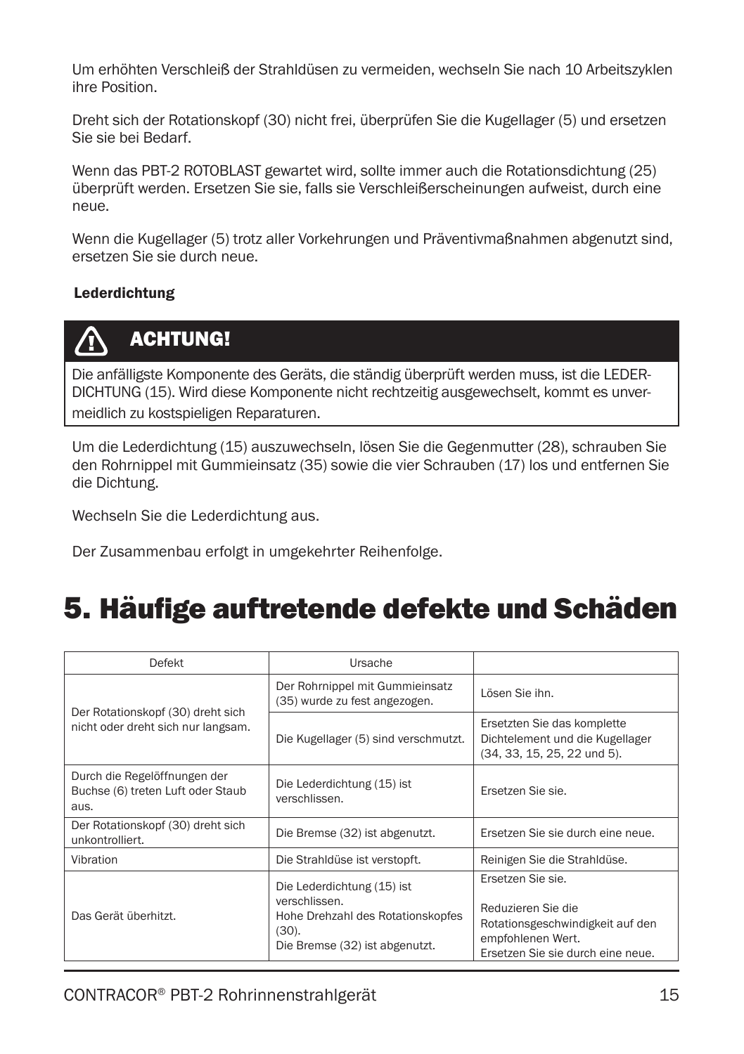Um erhöhten Verschleiß der Strahldüsen zu vermeiden, wechseln Sie nach 10 Arbeitszyklen ihre Position.

Dreht sich der Rotationskopf (30) nicht frei, überprüfen Sie die Kugellager (5) und ersetzen Sie sie bei Bedarf.

Wenn das PBT-2 ROTOBLAST gewartet wird, sollte immer auch die Rotationsdichtung (25) überprüft werden. Ersetzen Sie sie, falls sie Verschleißerscheinungen aufweist, durch eine neue.

Wenn die Kugellager (5) trotz aller Vorkehrungen und Präventivmaßnahmen abgenutzt sind, ersetzen Sie sie durch neue.

**Lederdichtung**

> **⚠ ACHTUNG!**
>
> Die anfälligste Komponente des Geräts, die ständig überprüft werden muss, ist die LEDER-DICHTUNG (15). Wird diese Komponente nicht rechtzeitig ausgewechselt, kommt es unvermeidlich zu kostspieligen Reparaturen.

Um die Lederdichtung (15) auszuwechseln, lösen Sie die Gegenmutter (28), schrauben Sie den Rohrnippel mit Gummieinsatz (35) sowie die vier Schrauben (17) los und entfernen Sie die Dichtung.

Wechseln Sie die Lederdichtung aus.

Der Zusammenbau erfolgt in umgekehrter Reihenfolge.

# 5. Häufige auftretende defekte und Schäden

| Defekt | Ursache | |
|---|---|---|
| Der Rotationskopf (30) dreht sich nicht oder dreht sich nur langsam. | Der Rohrnippel mit Gummieinsatz (35) wurde zu fest angezogen. | Lösen Sie ihn. |
| | Die Kugellager (5) sind verschmutzt. | Ersetzten Sie das komplette Dichtelement und die Kugellager (34, 33, 15, 25, 22 und 5). |
| Durch die Regelöffnungen der Buchse (6) treten Luft oder Staub aus. | Die Lederdichtung (15) ist verschlissen. | Ersetzen Sie sie. |
| Der Rotationskopf (30) dreht sich unkontrolliert. | Die Bremse (32) ist abgenutzt. | Ersetzen Sie sie durch eine neue. |
| Vibration | Die Strahldüse ist verstopft. | Reinigen Sie die Strahldüse. |
| Das Gerät überhitzt. | Die Lederdichtung (15) ist verschlissen.<br>Hohe Drehzahl des Rotationskopfes (30).<br>Die Bremse (32) ist abgenutzt. | Ersetzen Sie sie.<br><br>Reduzieren Sie die Rotationsgeschwindigkeit auf den empfohlenen Wert.<br>Ersetzen Sie sie durch eine neue. |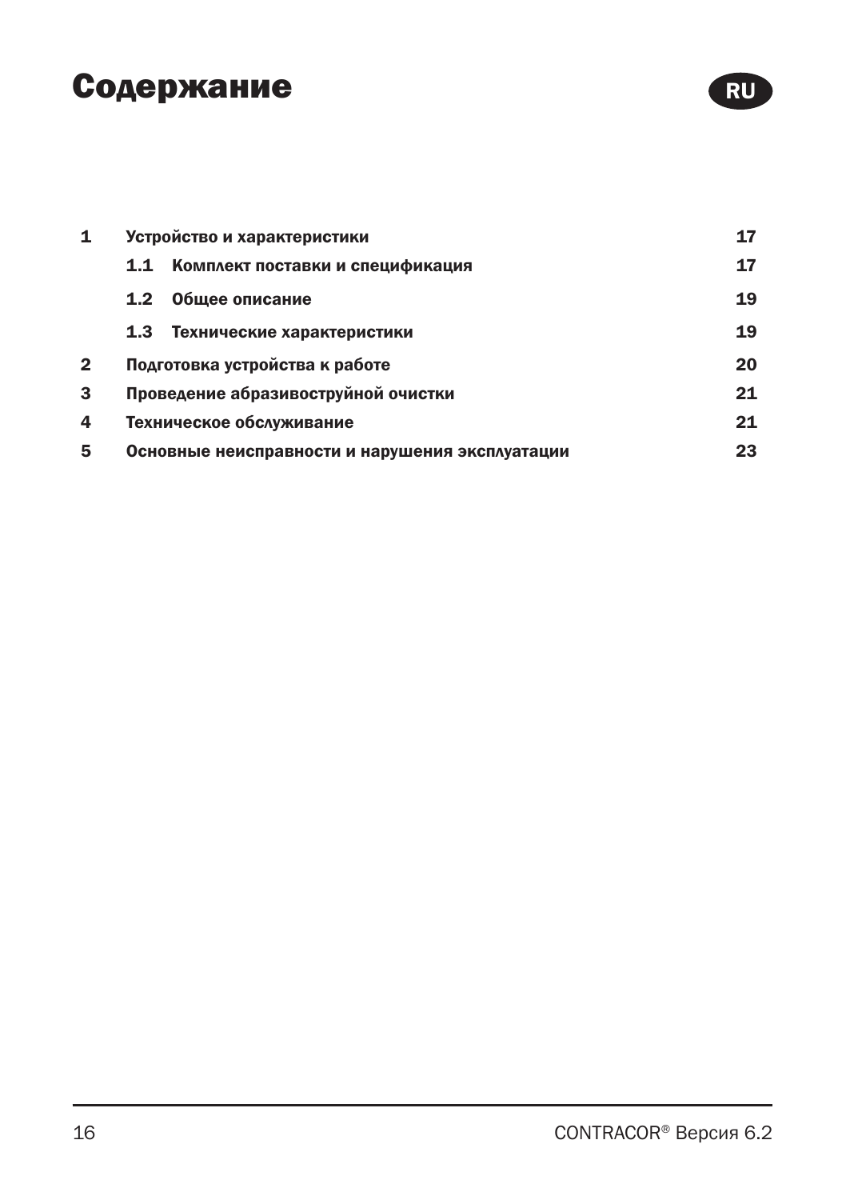# Содержание

RU

| | | |
|---|---|---|
| **1** | **Устройство и характеристики** | **17** |
| | **1.1 Комплект поставки и спецификация** | **17** |
| | **1.2 Общее описание** | **19** |
| | **1.3 Технические характеристики** | **19** |
| **2** | **Подготовка устройства к работе** | **20** |
| **3** | **Проведение абразивоструйной очистки** | **21** |
| **4** | **Техническое обслуживание** | **21** |
| **5** | **Основные неисправности и нарушения эксплуатации** | **23** |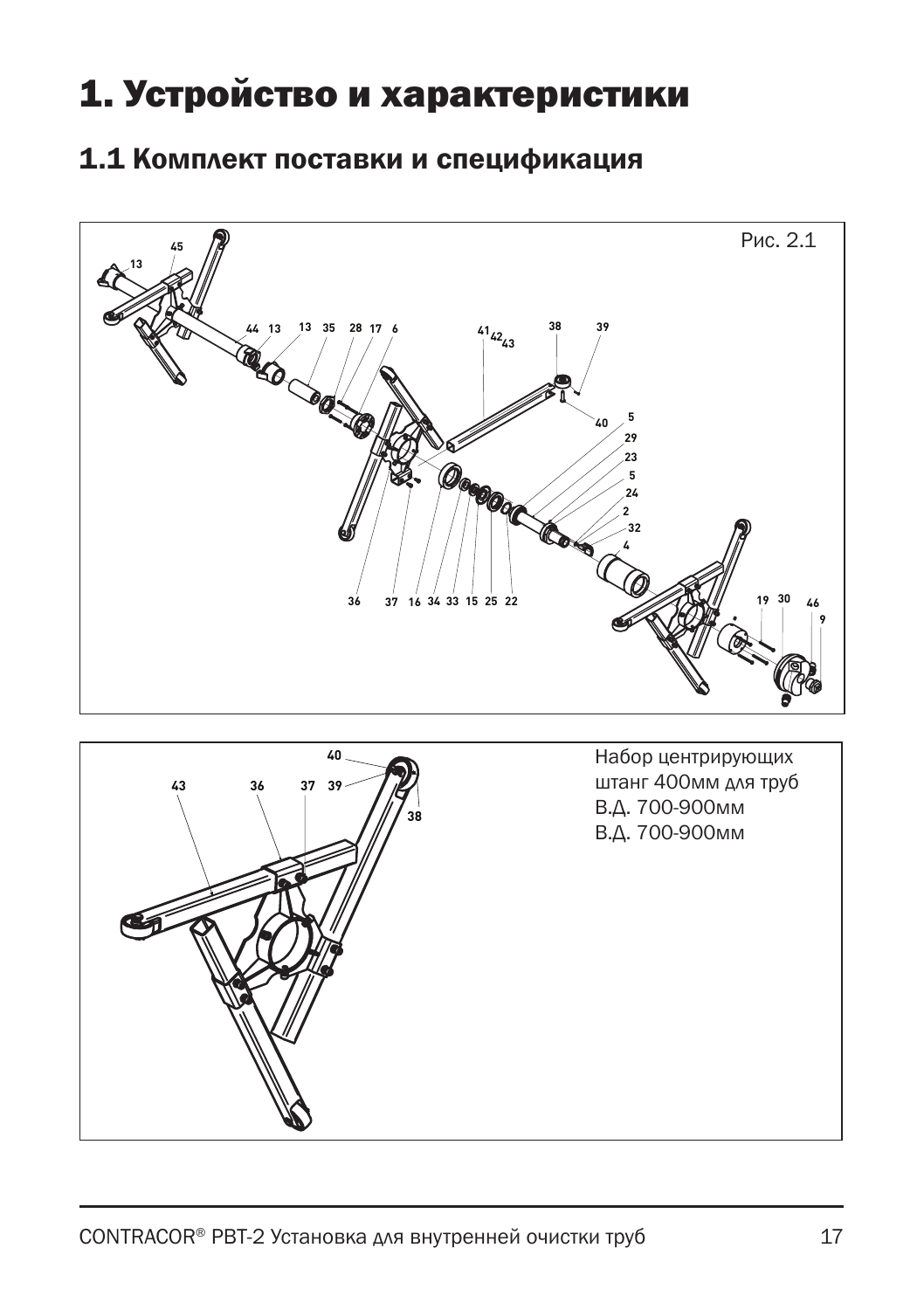# 1. Устройство и характеристики

## 1.1 Комплект поставки и спецификация

Рис. 2.1

Набор центрирующих штанг 400мм для труб
В.Д. 700-900мм
В.Д. 700-900мм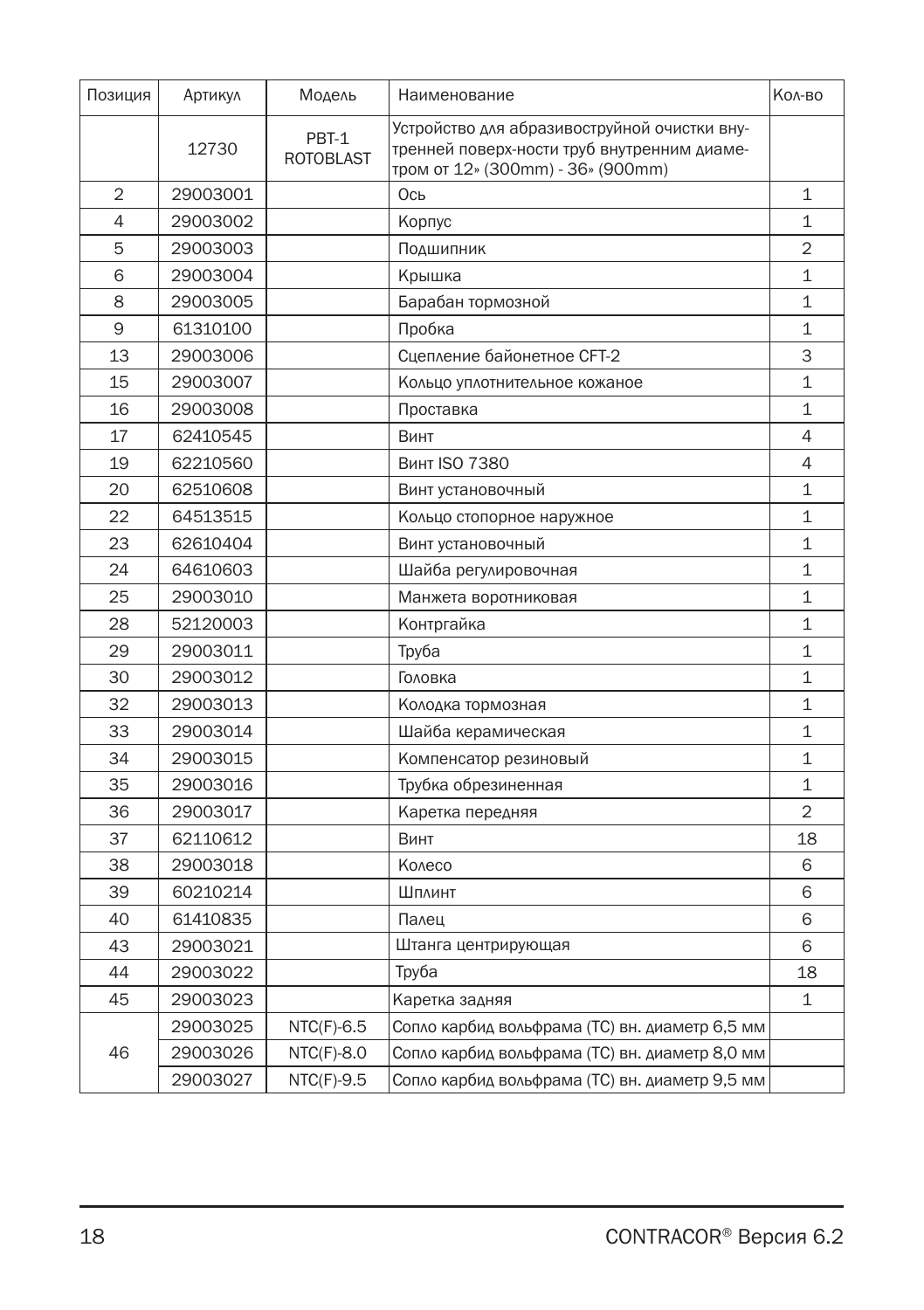| Позиция | Артикул | Модель | Наименование | Кол-во |
|---|---|---|---|---|
| | 12730 | PBT-1 ROTOBLAST | Устройство для абразивоструйной очистки внутренней поверх-ности труб внутренним диаметром от 12» (300mm) - 36» (900mm) | |
| 2 | 29003001 | | Ось | 1 |
| 4 | 29003002 | | Корпус | 1 |
| 5 | 29003003 | | Подшипник | 2 |
| 6 | 29003004 | | Крышка | 1 |
| 8 | 29003005 | | Барабан тормозной | 1 |
| 9 | 61310100 | | Пробка | 1 |
| 13 | 29003006 | | Сцепление байонетное CFT-2 | 3 |
| 15 | 29003007 | | Кольцо уплотнительное кожаное | 1 |
| 16 | 29003008 | | Проставка | 1 |
| 17 | 62410545 | | Винт | 4 |
| 19 | 62210560 | | Винт ISO 7380 | 4 |
| 20 | 62510608 | | Винт установочный | 1 |
| 22 | 64513515 | | Кольцо стопорное наружное | 1 |
| 23 | 62610404 | | Винт установочный | 1 |
| 24 | 64610603 | | Шайба регулировочная | 1 |
| 25 | 29003010 | | Манжета воротниковая | 1 |
| 28 | 52120003 | | Контргайка | 1 |
| 29 | 29003011 | | Труба | 1 |
| 30 | 29003012 | | Головка | 1 |
| 32 | 29003013 | | Колодка тормозная | 1 |
| 33 | 29003014 | | Шайба керамическая | 1 |
| 34 | 29003015 | | Компенсатор резиновый | 1 |
| 35 | 29003016 | | Трубка обрезиненная | 1 |
| 36 | 29003017 | | Каретка передняя | 2 |
| 37 | 62110612 | | Винт | 18 |
| 38 | 29003018 | | Колесо | 6 |
| 39 | 60210214 | | Шплинт | 6 |
| 40 | 61410835 | | Палец | 6 |
| 43 | 29003021 | | Штанга центрирующая | 6 |
| 44 | 29003022 | | Труба | 18 |
| 45 | 29003023 | | Каретка задняя | 1 |
| 46 | 29003025 | NTC(F)-6.5 | Сопло карбид вольфрама (TC) вн. диаметр 6,5 мм | |
| | 29003026 | NTC(F)-8.0 | Сопло карбид вольфрама (TC) вн. диаметр 8,0 мм | |
| | 29003027 | NTC(F)-9.5 | Сопло карбид вольфрама (TC) вн. диаметр 9,5 мм | |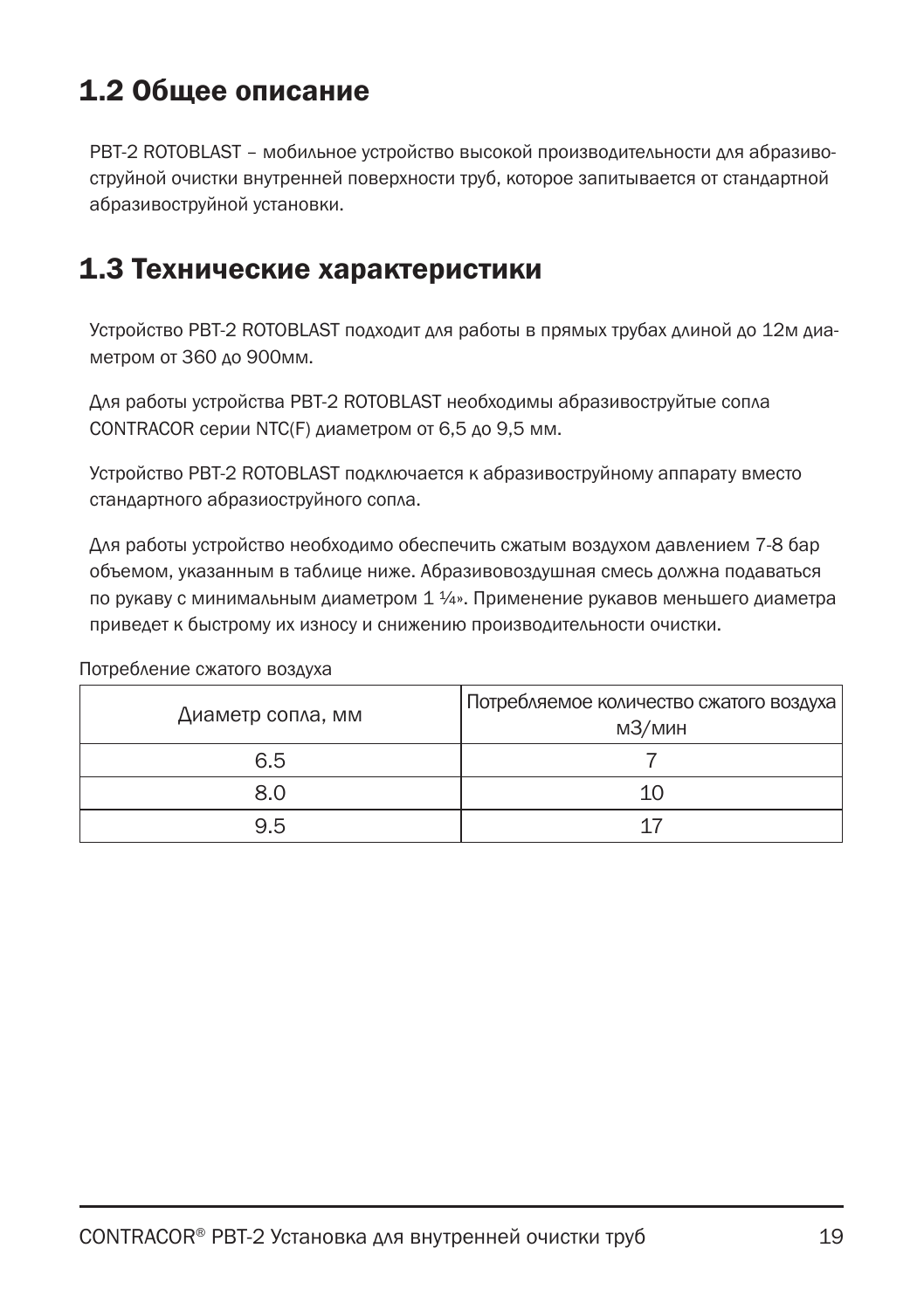## 1.2 Общее описание

PBT-2 ROTOBLAST – мобильное устройство высокой производительности для абразиво-струйной очистки внутренней поверхности труб, которое запитывается от стандартной абразивоструйной установки.

## 1.3 Технические характеристики

Устройство PBT-2 ROTOBLAST подходит для работы в прямых трубах длиной до 12м диаметром от 360 до 900мм.

Для работы устройства PBT-2 ROTOBLAST необходимы абразивоструйтые сопла CONTRACOR серии NTC(F) диаметром от 6,5 до 9,5 мм.

Устройство PBT-2 ROTOBLAST подключается к абразивоструйному аппарату вместо стандартного абразиоструйного сопла.

Для работы устройство необходимо обеспечить сжатым воздухом давлением 7-8 бар объемом, указанным в таблице ниже. Абразивовоздушная смесь должна подаваться по рукаву с минимальным диаметром 1 ¼». Применение рукавов меньшего диаметра приведет к быстрому их износу и снижению производительности очистки.

Потребление сжатого воздуха

| Диаметр сопла, мм | Потребляемое количество сжатого воздуха м3/мин |
|---|---|
| 6.5 | 7 |
| 8.0 | 10 |
| 9.5 | 17 |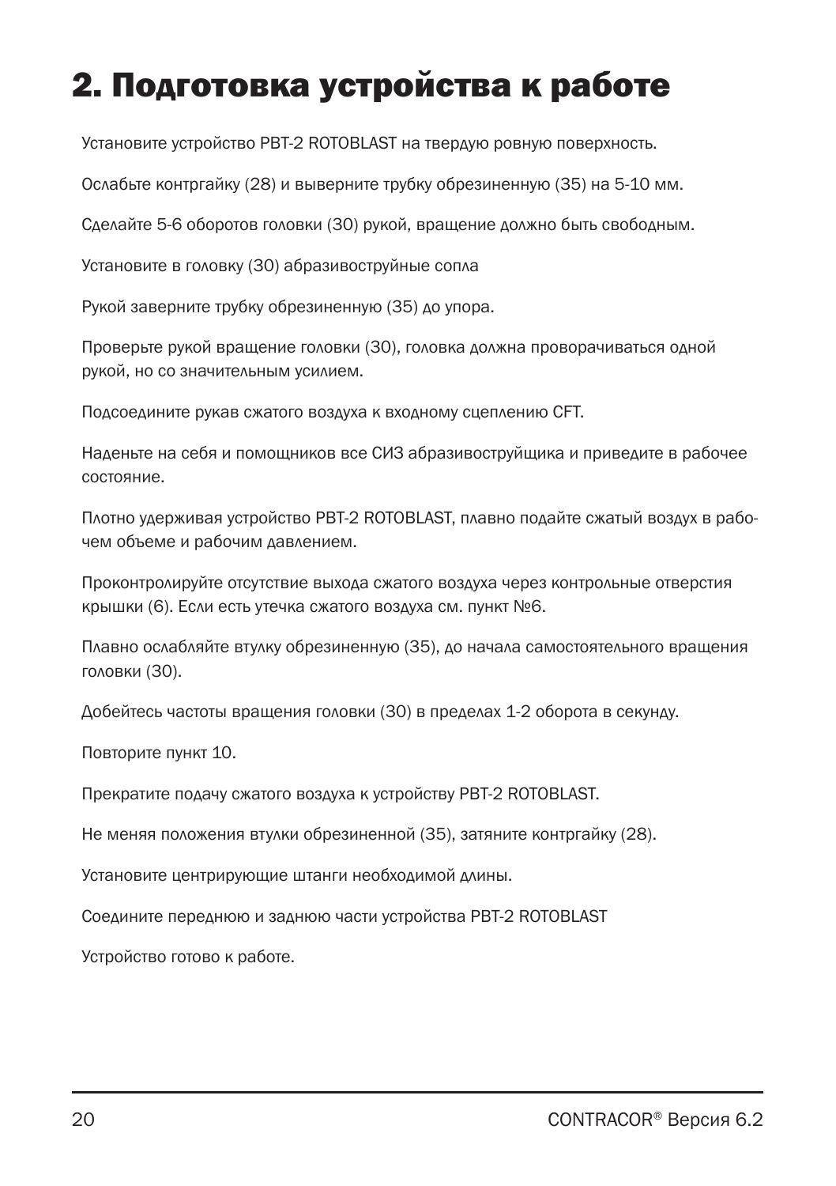# 2. Подготовка устройства к работе

Установите устройство PBT-2 ROTOBLAST на твердую ровную поверхность.

Ослабьте контргайку (28) и выверните трубку обрезиненную (35) на 5-10 мм.

Сделайте 5-6 оборотов головки (30) рукой, вращение должно быть свободным.

Установите в головку (30) абразивоструйные сопла

Рукой заверните трубку обрезиненную (35) до упора.

Проверьте рукой вращение головки (30), головка должна проворачиваться одной рукой, но со значительным усилием.

Подсоедините рукав сжатого воздуха к входному сцеплению CFT.

Наденьте на себя и помощников все СИЗ абразивоструйщика и приведите в рабочее состояние.

Плотно удерживая устройство PBT-2 ROTOBLAST, плавно подайте сжатый воздух в рабочем объеме и рабочим давлением.

Проконтролируйте отсутствие выхода сжатого воздуха через контрольные отверстия крышки (6). Если есть утечка сжатого воздуха см. пункт №6.

Плавно ослабляйте втулку обрезиненную (35), до начала самостоятельного вращения головки (30).

Добейтесь частоты вращения головки (30) в пределах 1-2 оборота в секунду.

Повторите пункт 10.

Прекратите подачу сжатого воздуха к устройству PBT-2 ROTOBLAST.

Не меняя положения втулки обрезиненной (35), затяните контргайку (28).

Установите центрирующие штанги необходимой длины.

Соедините переднюю и заднюю части устройства PBT-2 ROTOBLAST

Устройство готово к работе.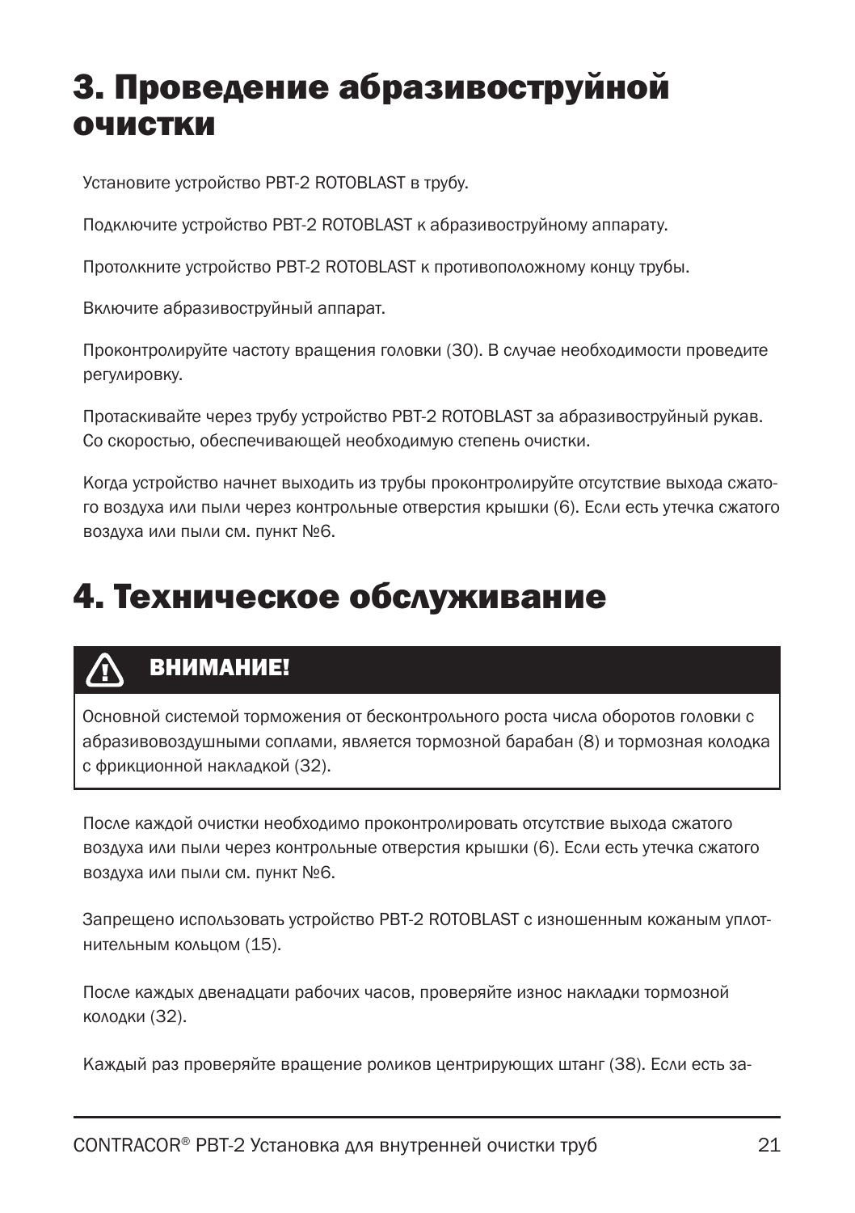# 3. Проведение абразивоструйной очистки

Установите устройство PBT-2 ROTOBLAST в трубу.

Подключите устройство PBT-2 ROTOBLAST к абразивоструйному аппарату.

Протолкните устройство PBT-2 ROTOBLAST к противоположному концу трубы.

Включите абразивоструйный аппарат.

Проконтролируйте частоту вращения головки (30). В случае необходимости проведите регулировку.

Протаскивайте через трубу устройство PBT-2 ROTOBLAST за абразивоструйный рукав. Со скоростью, обеспечивающей необходимую степень очистки.

Когда устройство начнет выходить из трубы проконтролируйте отсутствие выхода сжатого воздуха или пыли через контрольные отверстия крышки (6). Если есть утечка сжатого воздуха или пыли см. пункт №6.

# 4. Техническое обслуживание

> **ВНИМАНИЕ!**
>
> Основной системой торможения от бесконтрольного роста числа оборотов головки с абразивовоздушными соплами, является тормозной барабан (8) и тормозная колодка с фрикционной накладкой (32).

После каждой очистки необходимо проконтролировать отсутствие выхода сжатого воздуха или пыли через контрольные отверстия крышки (6). Если есть утечка сжатого воздуха или пыли см. пункт №6.

Запрещено использовать устройство PBT-2 ROTOBLAST с изношенным кожаным уплотнительным кольцом (15).

После каждых двенадцати рабочих часов, проверяйте износ накладки тормозной колодки (32).

Каждый раз проверяйте вращение роликов центрирующих штанг (38). Если есть за-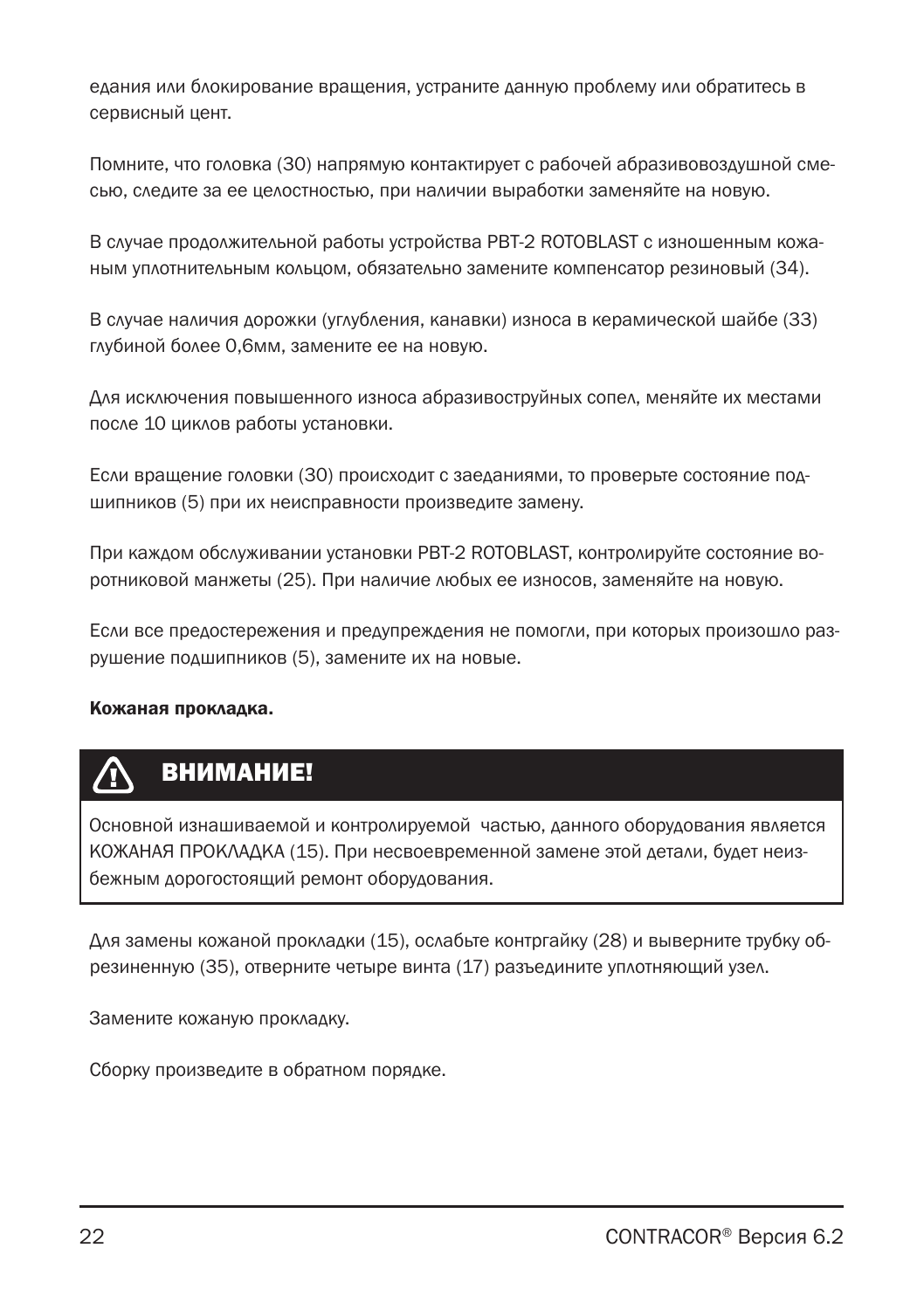едания или блокирование вращения, устраните данную проблему или обратитесь в сервисный цент.

Помните, что головка (30) напрямую контактирует с рабочей абразивовоздушной смесью, следите за ее целостностью, при наличии выработки заменяйте на новую.

В случае продолжительной работы устройства PBT-2 ROTOBLAST с изношенным кожаным уплотнительным кольцом, обязательно замените компенсатор резиновый (34).

В случае наличия дорожки (углубления, канавки) износа в керамической шайбе (33) глубиной более 0,6мм, замените ее на новую.

Для исключения повышенного износа абразивоструйных сопел, меняйте их местами после 10 циклов работы установки.

Если вращение головки (30) происходит с заеданиями, то проверьте состояние подшипников (5) при их неисправности произведите замену.

При каждом обслуживании установки PBT-2 ROTOBLAST, контролируйте состояние воротниковой манжеты (25). При наличие любых ее износов, заменяйте на новую.

Если все предостережения и предупреждения не помогли, при которых произошло разрушение подшипников (5), замените их на новые.

**Кожаная прокладка.**

## ВНИМАНИЕ!

Основной изнашиваемой и контролируемой частью, данного оборудования является КОЖАНАЯ ПРОКЛАДКА (15). При несвоевременной замене этой детали, будет неизбежным дорогостоящий ремонт оборудования.

Для замены кожаной прокладки (15), ослабьте контргайку (28) и выверните трубку обрезиненную (35), отверните четыре винта (17) разъедините уплотняющий узел.

Замените кожаную прокладку.

Сборку произведите в обратном порядке.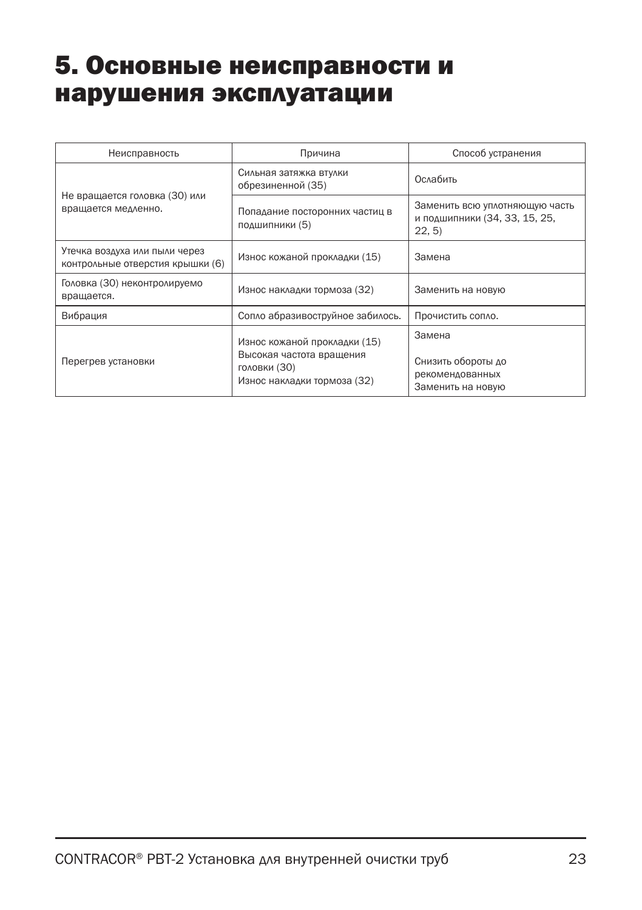# 5. Основные неисправности и нарушения эксплуатации

| Неисправность | Причина | Способ устранения |
| --- | --- | --- |
| Не вращается головка (30) или вращается медленно. | Сильная затяжка втулки обрезиненной (35) | Ослабить |
| | Попадание посторонних частиц в подшипники (5) | Заменить всю уплотняющую часть и подшипники (34, 33, 15, 25, 22, 5) |
| Утечка воздуха или пыли через контрольные отверстия крышки (6) | Износ кожаной прокладки (15) | Замена |
| Головка (30) неконтролируемо вращается. | Износ накладки тормоза (32) | Заменить на новую |
| Вибрация | Сопло абразивоструйное забилось. | Прочистить сопло. |
| Перегрев установки | Износ кожаной прокладки (15)<br>Высокая частота вращения головки (30)<br>Износ накладки тормоза (32) | Замена<br>Снизить обороты до рекомендованных<br>Заменить на новую |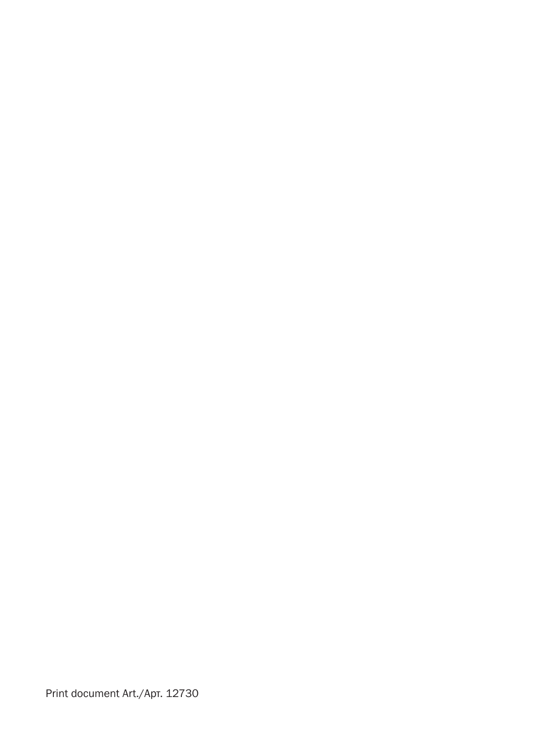Print document Art./Арт. 12730